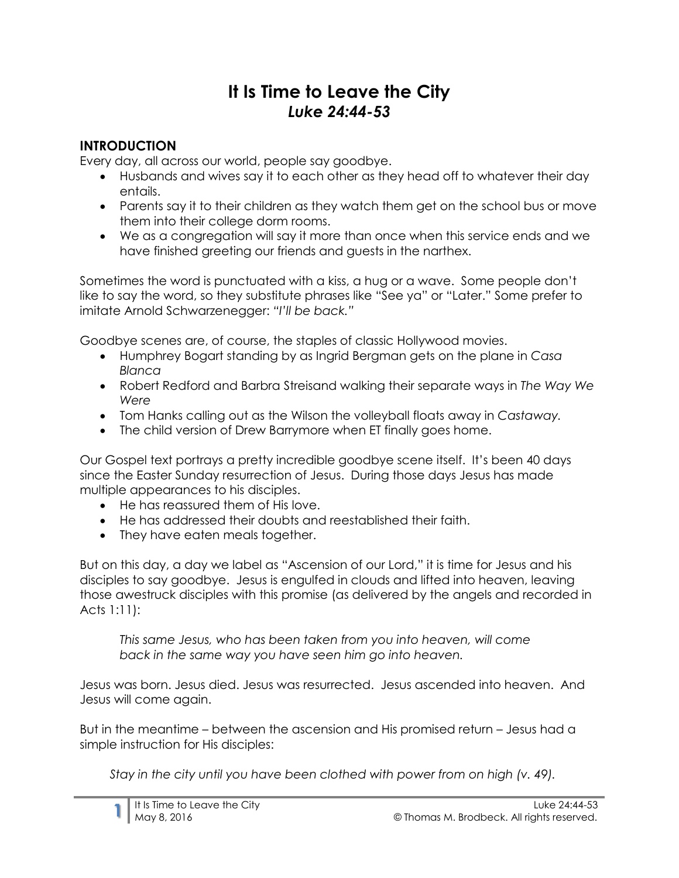# It Is Time to Leave the City
## *Luke 24:44-53*

### INTRODUCTION

Every day, all across our world, people say goodbye.

- Husbands and wives say it to each other as they head off to whatever their day entails.
- Parents say it to their children as they watch them get on the school bus or move them into their college dorm rooms.
- We as a congregation will say it more than once when this service ends and we have finished greeting our friends and guests in the narthex.

Sometimes the word is punctuated with a kiss, a hug or a wave. Some people don't like to say the word, so they substitute phrases like "See ya" or "Later." Some prefer to imitate Arnold Schwarzenegger: *"I'll be back."*

Goodbye scenes are, of course, the staples of classic Hollywood movies.

- Humphrey Bogart standing by as Ingrid Bergman gets on the plane in *Casa Blanca*
- Robert Redford and Barbra Streisand walking their separate ways in *The Way We Were*
- Tom Hanks calling out as the Wilson the volleyball floats away in *Castaway.*
- The child version of Drew Barrymore when ET finally goes home.

Our Gospel text portrays a pretty incredible goodbye scene itself. It's been 40 days since the Easter Sunday resurrection of Jesus. During those days Jesus has made multiple appearances to his disciples.

- He has reassured them of His love.
- He has addressed their doubts and reestablished their faith.
- They have eaten meals together.

But on this day, a day we label as "Ascension of our Lord," it is time for Jesus and his disciples to say goodbye. Jesus is engulfed in clouds and lifted into heaven, leaving those awestruck disciples with this promise (as delivered by the angels and recorded in Acts 1:11):

> *This same Jesus, who has been taken from you into heaven, will come back in the same way you have seen him go into heaven.*

Jesus was born. Jesus died. Jesus was resurrected. Jesus ascended into heaven. And Jesus will come again.

But in the meantime – between the ascension and His promised return – Jesus had a simple instruction for His disciples:

> *Stay in the city until you have been clothed with power from on high (v. 49).*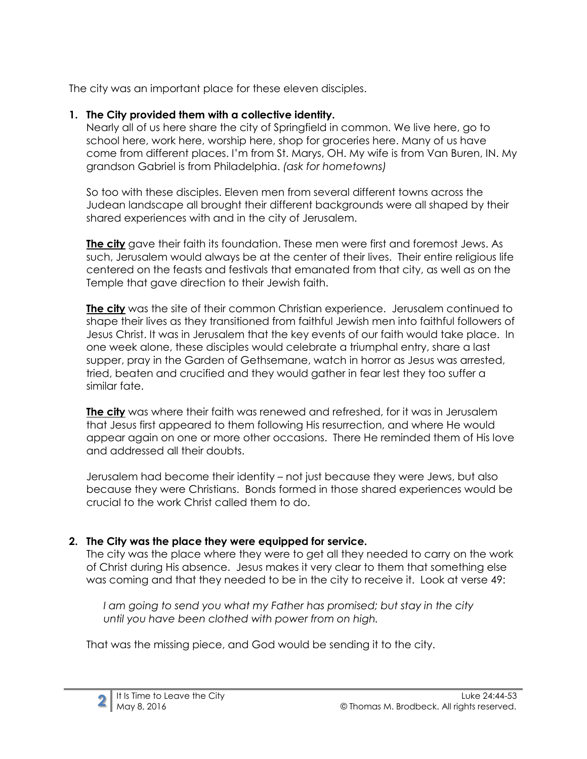The city was an important place for these eleven disciples.

1. **The City provided them with a collective identity.**
   Nearly all of us here share the city of Springfield in common. We live here, go to school here, work here, worship here, shop for groceries here. Many of us have come from different places. I'm from St. Marys, OH. My wife is from Van Buren, IN. My grandson Gabriel is from Philadelphia. *(ask for hometowns)*

   So too with these disciples. Eleven men from several different towns across the Judean landscape all brought their different backgrounds were all shaped by their shared experiences with and in the city of Jerusalem.

   <u>**The city**</u> gave their faith its foundation. These men were first and foremost Jews. As such, Jerusalem would always be at the center of their lives. Their entire religious life centered on the feasts and festivals that emanated from that city, as well as on the Temple that gave direction to their Jewish faith.

   <u>**The city**</u> was the site of their common Christian experience. Jerusalem continued to shape their lives as they transitioned from faithful Jewish men into faithful followers of Jesus Christ. It was in Jerusalem that the key events of our faith would take place. In one week alone, these disciples would celebrate a triumphal entry, share a last supper, pray in the Garden of Gethsemane, watch in horror as Jesus was arrested, tried, beaten and crucified and they would gather in fear lest they too suffer a similar fate.

   <u>**The city**</u> was where their faith was renewed and refreshed, for it was in Jerusalem that Jesus first appeared to them following His resurrection, and where He would appear again on one or more other occasions. There He reminded them of His love and addressed all their doubts.

   Jerusalem had become their identity – not just because they were Jews, but also because they were Christians. Bonds formed in those shared experiences would be crucial to the work Christ called them to do.

2. **The City was the place they were equipped for service.**
   The city was the place where they were to get all they needed to carry on the work of Christ during His absence. Jesus makes it very clear to them that something else was coming and that they needed to be in the city to receive it. Look at verse 49:

   > *I am going to send you what my Father has promised; but stay in the city until you have been clothed with power from on high.*

   That was the missing piece, and God would be sending it to the city.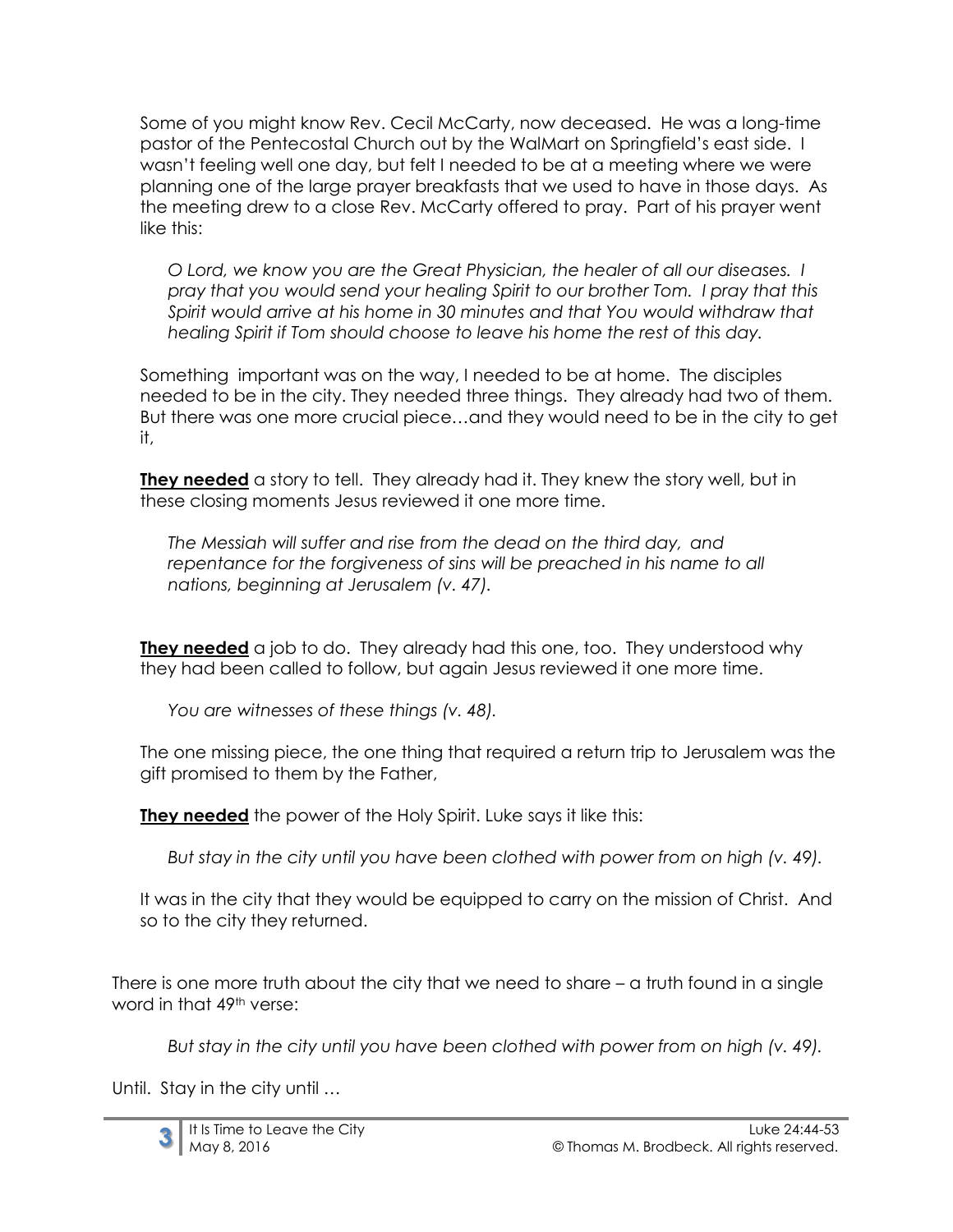Some of you might know Rev. Cecil McCarty, now deceased. He was a long-time pastor of the Pentecostal Church out by the WalMart on Springfield's east side. I wasn't feeling well one day, but felt I needed to be at a meeting where we were planning one of the large prayer breakfasts that we used to have in those days. As the meeting drew to a close Rev. McCarty offered to pray. Part of his prayer went like this:

*O Lord, we know you are the Great Physician, the healer of all our diseases. I pray that you would send your healing Spirit to our brother Tom. I pray that this Spirit would arrive at his home in 30 minutes and that You would withdraw that healing Spirit if Tom should choose to leave his home the rest of this day.*

Something important was on the way, I needed to be at home. The disciples needed to be in the city. They needed three things. They already had two of them. But there was one more crucial piece…and they would need to be in the city to get it,

<u>**They needed**</u> a story to tell. They already had it. They knew the story well, but in these closing moments Jesus reviewed it one more time.

*The Messiah will suffer and rise from the dead on the third day, and repentance for the forgiveness of sins will be preached in his name to all nations, beginning at Jerusalem (v. 47).*

<u>**They needed**</u> a job to do. They already had this one, too. They understood why they had been called to follow, but again Jesus reviewed it one more time.

*You are witnesses of these things (v. 48).*

The one missing piece, the one thing that required a return trip to Jerusalem was the gift promised to them by the Father,

<u>**They needed**</u> the power of the Holy Spirit. Luke says it like this:

*But stay in the city until you have been clothed with power from on high (v. 49).*

It was in the city that they would be equipped to carry on the mission of Christ. And so to the city they returned.

There is one more truth about the city that we need to share – a truth found in a single word in that 49th verse:

*But stay in the city until you have been clothed with power from on high (v. 49).*

Until. Stay in the city until …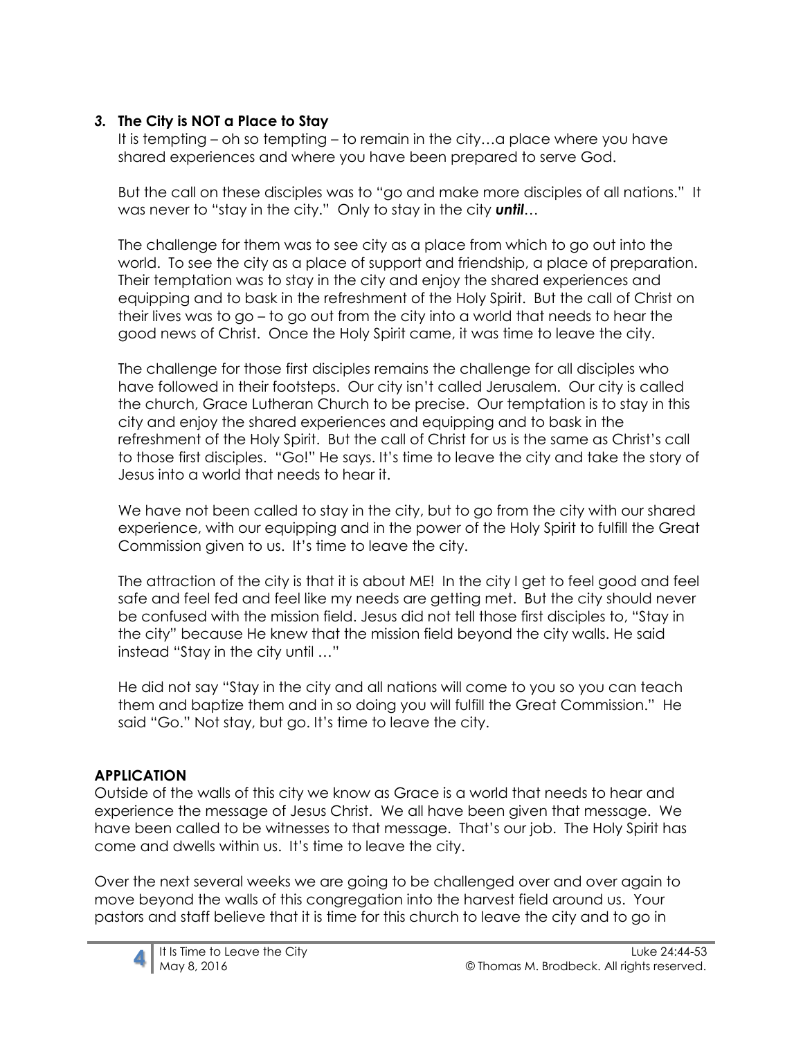### *3.* **The City is NOT a Place to Stay**

It is tempting – oh so tempting – to remain in the city…a place where you have shared experiences and where you have been prepared to serve God.

But the call on these disciples was to "go and make more disciples of all nations." It was never to "stay in the city." Only to stay in the city ***until***…

The challenge for them was to see city as a place from which to go out into the world. To see the city as a place of support and friendship, a place of preparation. Their temptation was to stay in the city and enjoy the shared experiences and equipping and to bask in the refreshment of the Holy Spirit. But the call of Christ on their lives was to go – to go out from the city into a world that needs to hear the good news of Christ. Once the Holy Spirit came, it was time to leave the city.

The challenge for those first disciples remains the challenge for all disciples who have followed in their footsteps. Our city isn't called Jerusalem. Our city is called the church, Grace Lutheran Church to be precise. Our temptation is to stay in this city and enjoy the shared experiences and equipping and to bask in the refreshment of the Holy Spirit. But the call of Christ for us is the same as Christ's call to those first disciples. "Go!" He says. It's time to leave the city and take the story of Jesus into a world that needs to hear it.

We have not been called to stay in the city, but to go from the city with our shared experience, with our equipping and in the power of the Holy Spirit to fulfill the Great Commission given to us. It's time to leave the city.

The attraction of the city is that it is about ME! In the city I get to feel good and feel safe and feel fed and feel like my needs are getting met. But the city should never be confused with the mission field. Jesus did not tell those first disciples to, "Stay in the city" because He knew that the mission field beyond the city walls. He said instead "Stay in the city until …"

He did not say "Stay in the city and all nations will come to you so you can teach them and baptize them and in so doing you will fulfill the Great Commission." He said "Go." Not stay, but go. It's time to leave the city.

### **APPLICATION**

Outside of the walls of this city we know as Grace is a world that needs to hear and experience the message of Jesus Christ. We all have been given that message. We have been called to be witnesses to that message. That's our job. The Holy Spirit has come and dwells within us. It's time to leave the city.

Over the next several weeks we are going to be challenged over and over again to move beyond the walls of this congregation into the harvest field around us. Your pastors and staff believe that it is time for this church to leave the city and to go in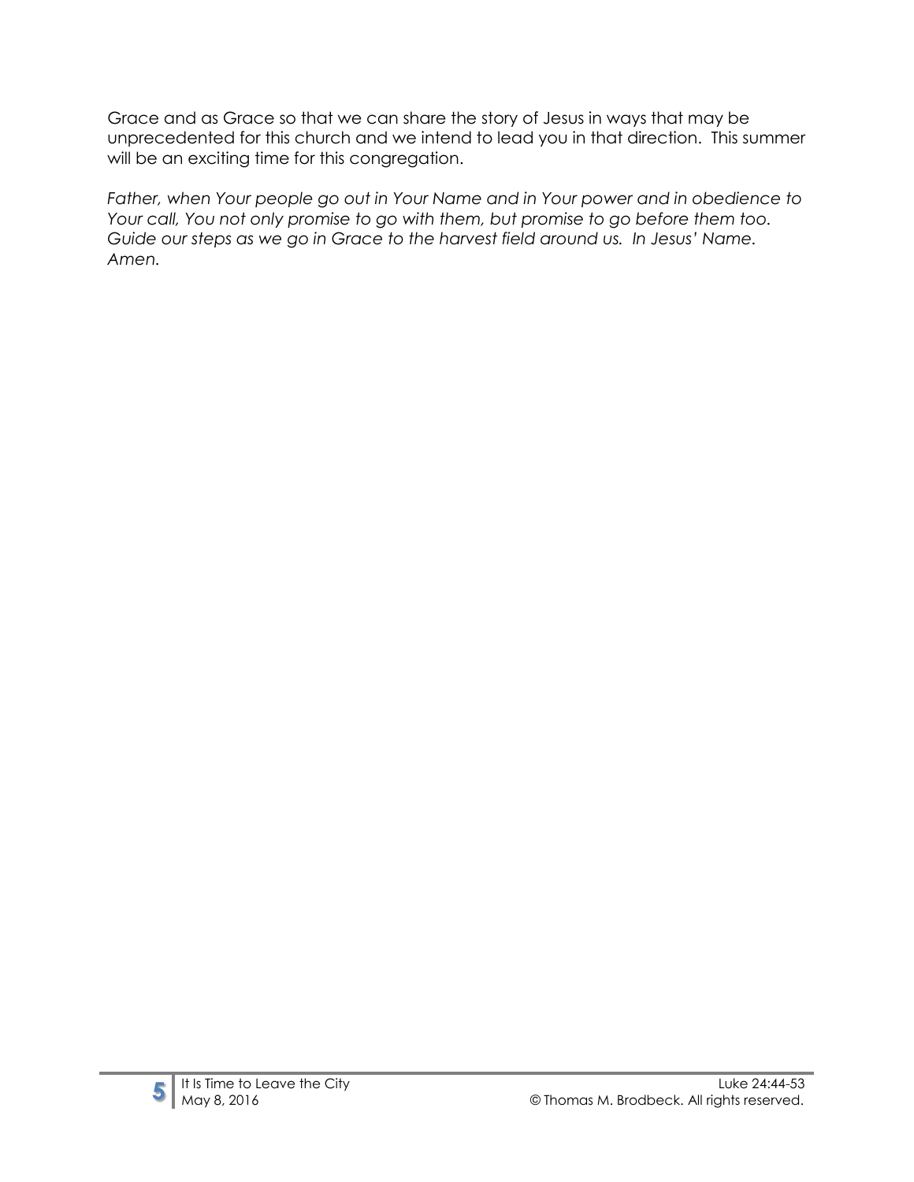Grace and as Grace so that we can share the story of Jesus in ways that may be unprecedented for this church and we intend to lead you in that direction. This summer will be an exciting time for this congregation.

*Father, when Your people go out in Your Name and in Your power and in obedience to Your call, You not only promise to go with them, but promise to go before them too. Guide our steps as we go in Grace to the harvest field around us. In Jesus' Name. Amen.*